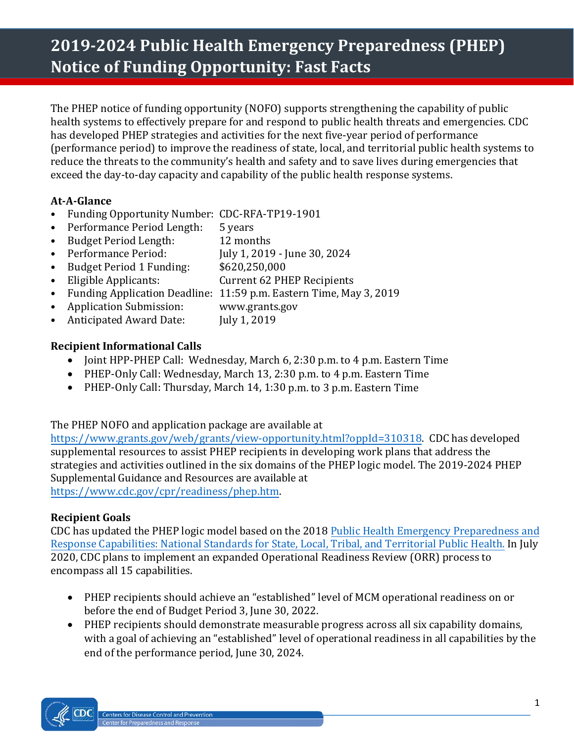# 2019-2024 Public Health Emergency Preparedness (PHEP) Notice of Funding Opportunity: Fast Facts

The PHEP notice of funding opportunity (NOFO) supports strengthening the capability of public health systems to effectively prepare for and respond to public health threats and emergencies. CDC has developed PHEP strategies and activities for the next five-year period of performance (performance period) to improve the readiness of state, local, and territorial public health systems to reduce the threats to the community's health and safety and to save lives during emergencies that exceed the day-to-day capacity and capability of the public health response systems.

**At-A-Glance**

- Funding Opportunity Number: CDC-RFA-TP19-1901
- Performance Period Length: 5 years
- Budget Period Length: 12 months
- Performance Period: July 1, 2019 - June 30, 2024
- Budget Period 1 Funding: $620,250,000
- Eligible Applicants: Current 62 PHEP Recipients
- Funding Application Deadline: 11:59 p.m. Eastern Time, May 3, 2019
- Application Submission: www.grants.gov
- Anticipated Award Date: July 1, 2019

**Recipient Informational Calls**

- Joint HPP-PHEP Call: Wednesday, March 6, 2:30 p.m. to 4 p.m. Eastern Time
- PHEP-Only Call: Wednesday, March 13, 2:30 p.m. to 4 p.m. Eastern Time
- PHEP-Only Call: Thursday, March 14, 1:30 p.m. to 3 p.m. Eastern Time

The PHEP NOFO and application package are available at https://www.grants.gov/web/grants/view-opportunity.html?oppId=310318. CDC has developed supplemental resources to assist PHEP recipients in developing work plans that address the strategies and activities outlined in the six domains of the PHEP logic model. The 2019-2024 PHEP Supplemental Guidance and Resources are available at https://www.cdc.gov/cpr/readiness/phep.htm.

**Recipient Goals**

CDC has updated the PHEP logic model based on the 2018 Public Health Emergency Preparedness and Response Capabilities: National Standards for State, Local, Tribal, and Territorial Public Health. In July 2020, CDC plans to implement an expanded Operational Readiness Review (ORR) process to encompass all 15 capabilities.

- PHEP recipients should achieve an "established" level of MCM operational readiness on or before the end of Budget Period 3, June 30, 2022.
- PHEP recipients should demonstrate measurable progress across all six capability domains, with a goal of achieving an "established" level of operational readiness in all capabilities by the end of the performance period, June 30, 2024.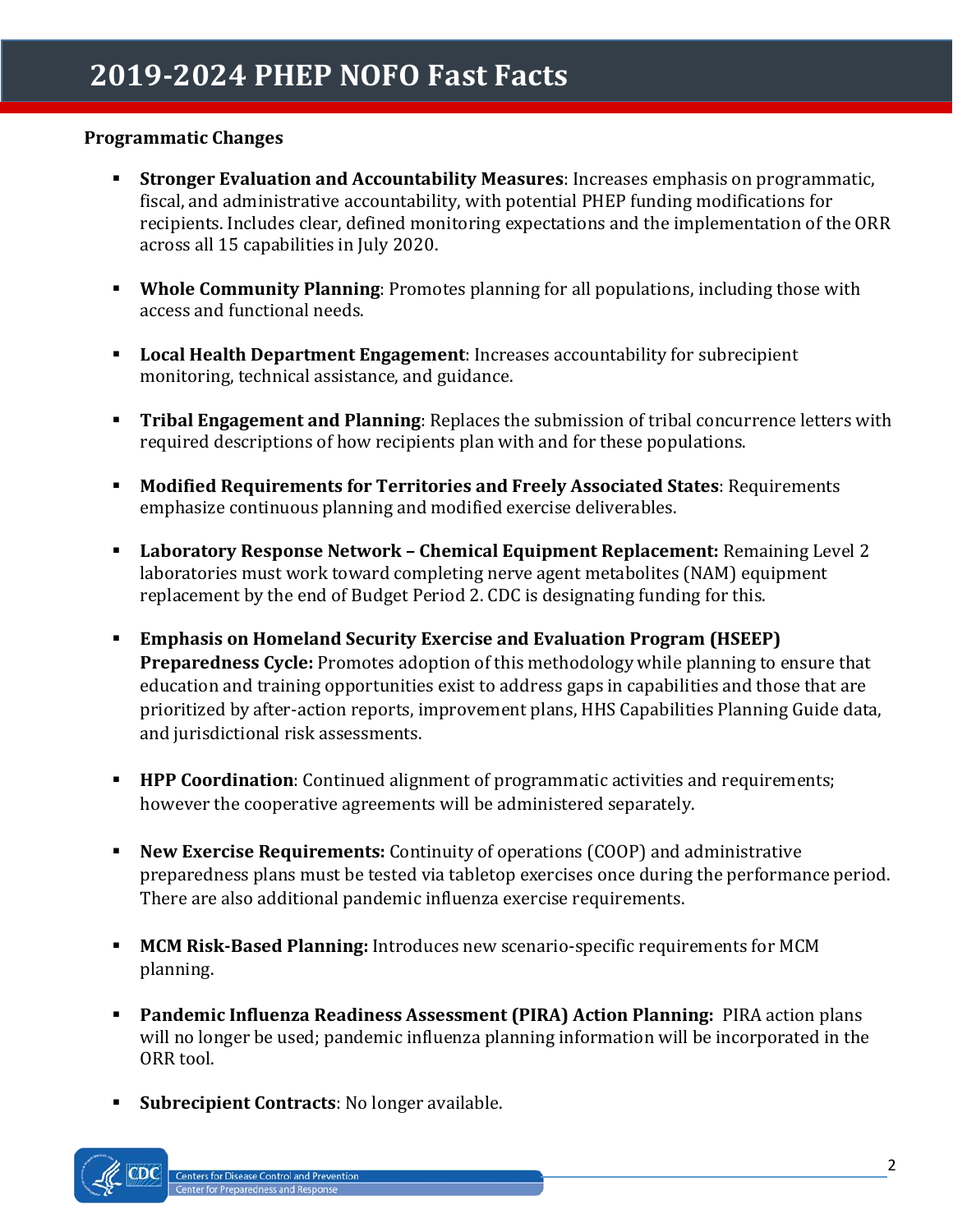**Programmatic Changes**

- **Stronger Evaluation and Accountability Measures**: Increases emphasis on programmatic, fiscal, and administrative accountability, with potential PHEP funding modifications for recipients. Includes clear, defined monitoring expectations and the implementation of the ORR across all 15 capabilities in July 2020.
- **Whole Community Planning**: Promotes planning for all populations, including those with access and functional needs.
- **Local Health Department Engagement**: Increases accountability for subrecipient monitoring, technical assistance, and guidance.
- **Tribal Engagement and Planning**: Replaces the submission of tribal concurrence letters with required descriptions of how recipients plan with and for these populations.
- **Modified Requirements for Territories and Freely Associated States**: Requirements emphasize continuous planning and modified exercise deliverables.
- **Laboratory Response Network – Chemical Equipment Replacement:** Remaining Level 2 laboratories must work toward completing nerve agent metabolites (NAM) equipment replacement by the end of Budget Period 2. CDC is designating funding for this.
- **Emphasis on Homeland Security Exercise and Evaluation Program (HSEEP) Preparedness Cycle:** Promotes adoption of this methodology while planning to ensure that education and training opportunities exist to address gaps in capabilities and those that are prioritized by after-action reports, improvement plans, HHS Capabilities Planning Guide data, and jurisdictional risk assessments.
- **HPP Coordination**: Continued alignment of programmatic activities and requirements; however the cooperative agreements will be administered separately.
- **New Exercise Requirements:** Continuity of operations (COOP) and administrative preparedness plans must be tested via tabletop exercises once during the performance period. There are also additional pandemic influenza exercise requirements.
- **MCM Risk-Based Planning:** Introduces new scenario-specific requirements for MCM planning.
- **Pandemic Influenza Readiness Assessment (PIRA) Action Planning:** PIRA action plans will no longer be used; pandemic influenza planning information will be incorporated in the ORR tool.
- **Subrecipient Contracts**: No longer available.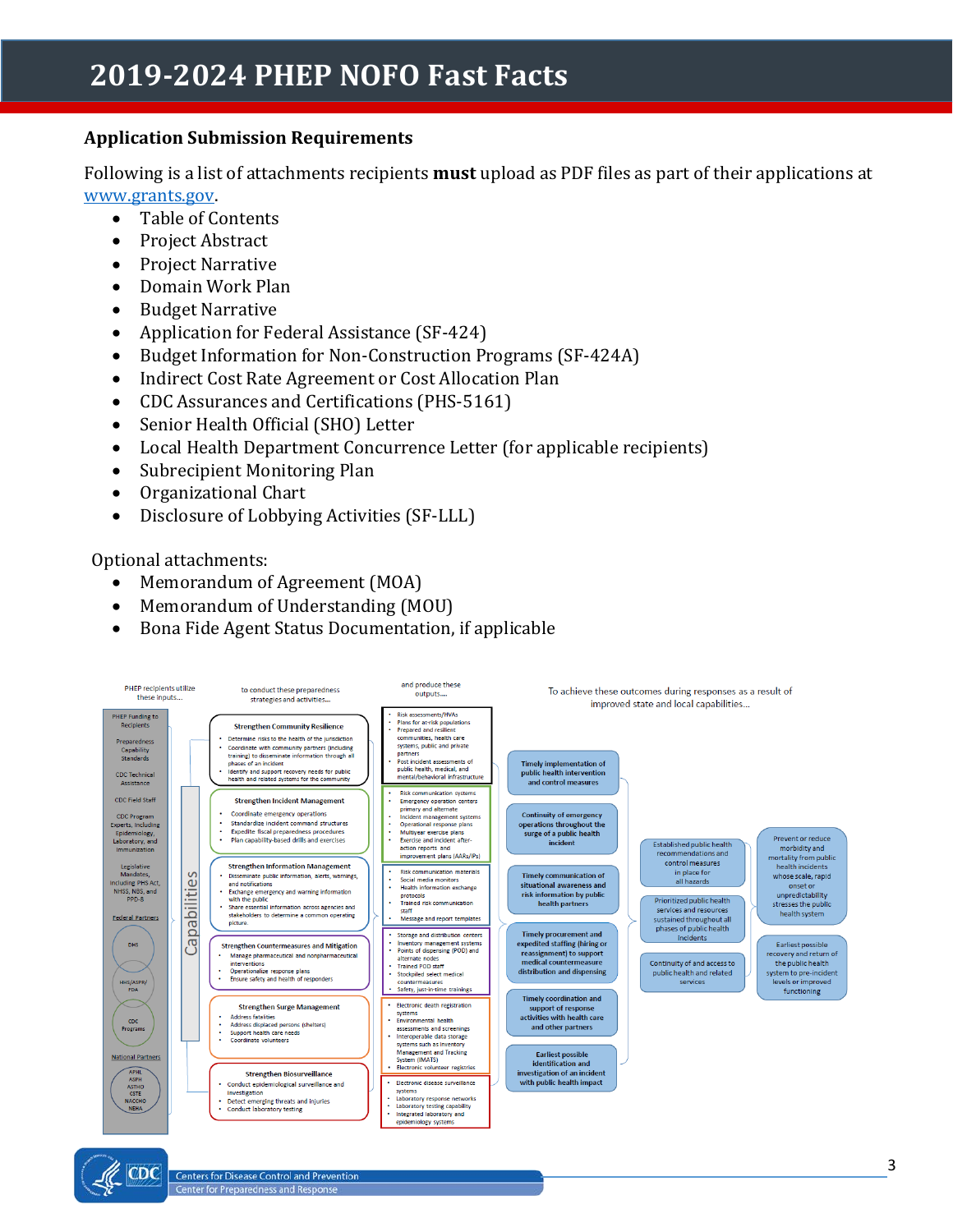# 2019-2024 PHEP NOFO Fast Facts

### Application Submission Requirements

Following is a list of attachments recipients **must** upload as PDF files as part of their applications at www.grants.gov.

- Table of Contents
- Project Abstract
- Project Narrative
- Domain Work Plan
- Budget Narrative
- Application for Federal Assistance (SF-424)
- Budget Information for Non-Construction Programs (SF-424A)
- Indirect Cost Rate Agreement or Cost Allocation Plan
- CDC Assurances and Certifications (PHS-5161)
- Senior Health Official (SHO) Letter
- Local Health Department Concurrence Letter (for applicable recipients)
- Subrecipient Monitoring Plan
- Organizational Chart
- Disclosure of Lobbying Activities (SF-LLL)

Optional attachments:

- Memorandum of Agreement (MOA)
- Memorandum of Understanding (MOU)
- Bona Fide Agent Status Documentation, if applicable

PHEP recipients utilize these inputs...

PHEP Funding to Recipients
Preparedness Capability Standards
CDC Technical Assistance
CDC Field Staff
CDC Program Experts, including Epidemiology, Laboratory, and Immunization
Legislative Mandates, including PHS Act, NHSS, NDS, and PPD-8
Federal Partners
DHS
HHS/ASPR/FDA
CDC Programs
National Partners
APHL ASPH ASTHO CSTE NACCHO NEHA

Capabilities

to conduct these preparedness strategies and activities...

Strengthen Community Resilience
- Determine risks to the health of the jurisdiction
- Coordinate with community partners (including training) to disseminate information through all phases of an incident
- Identify and support recovery needs for public health and related systems for the community

Strengthen Incident Management
- Coordinate emergency operations
- Standardize incident command structures
- Expedite fiscal preparedness procedures
- Plan capability-based drills and exercises

Strengthen Information Management
- Disseminate public information, alerts, warnings, and notifications
- Exchange emergency and warning information with the public
- Share essential information across agencies and stakeholders to determine a common operating picture.

Strengthen Countermeasures and Mitigation
- Manage pharmaceutical and nonpharmaceutical interventions
- Operationalize response plans
- Ensure safety and health of responders

Strengthen Surge Management
- Address fatalities
- Address displaced persons (shelters)
- Support health care needs
- Coordinate volunteers

Strengthen Biosurveillance
- Conduct epidemiological surveillance and investigation
- Detect emerging threats and injuries
- Conduct laboratory testing

and produce these outputs....

- Risk assessments/HVAs
- Plans for at-risk populations
- Prepared and resilient communities, health care systems, public and private partners
- Post incident assessments of public health, medical, and mental/behavioral infrastructure

- Risk communication systems
- Emergency operation centers primary and alternate
- Incident management systems
- Operational response plans
- Multiyear exercise plans
- Exercise and incident after-action reports and improvement plans (AARs/IPs)

- Risk communication materials
- Social media monitors
- Health information exchange protocols
- Trained risk communication staff
- Message and report templates

- Storage and distribution centers
- Inventory management systems
- Points of dispensing (POD) and alternate nodes
- Trained POD staff
- Stockpiled select medical countermeasures
- Safety, just-in-time trainings

- Electronic death registration systems
- Environmental health assessments and screenings
- Interoperable data storage systems such as Inventory Management and Tracking System (IMATS)
- Electronic volunteer registries

- Electronic disease surveillance systems
- Laboratory response networks
- Laboratory testing capability
- Integrated laboratory and epidemiology systems

To achieve these outcomes during responses as a result of improved state and local capabilities...

Timely implementation of public health intervention and control measures

Continuity of emergency operations throughout the surge of a public health incident

Timely communication of situational awareness and risk information by public health partners

Timely procurement and expedited staffing (hiring or reassignment) to support medical countermeasure distribution and dispensing

Timely coordination and support of response activities with health care and other partners

Earliest possible identification and investigation of an incident with public health impact

Established public health recommendations and control measures in place for all hazards

Prioritized public health services and resources sustained throughout all phases of public health incidents

Continuity of and access to public health and related services

Prevent or reduce morbidity and mortality from public health incidents whose scale, rapid onset or unpredictability stresses the public health system

Earliest possible recovery and return of the public health system to pre-incident levels or improved functioning